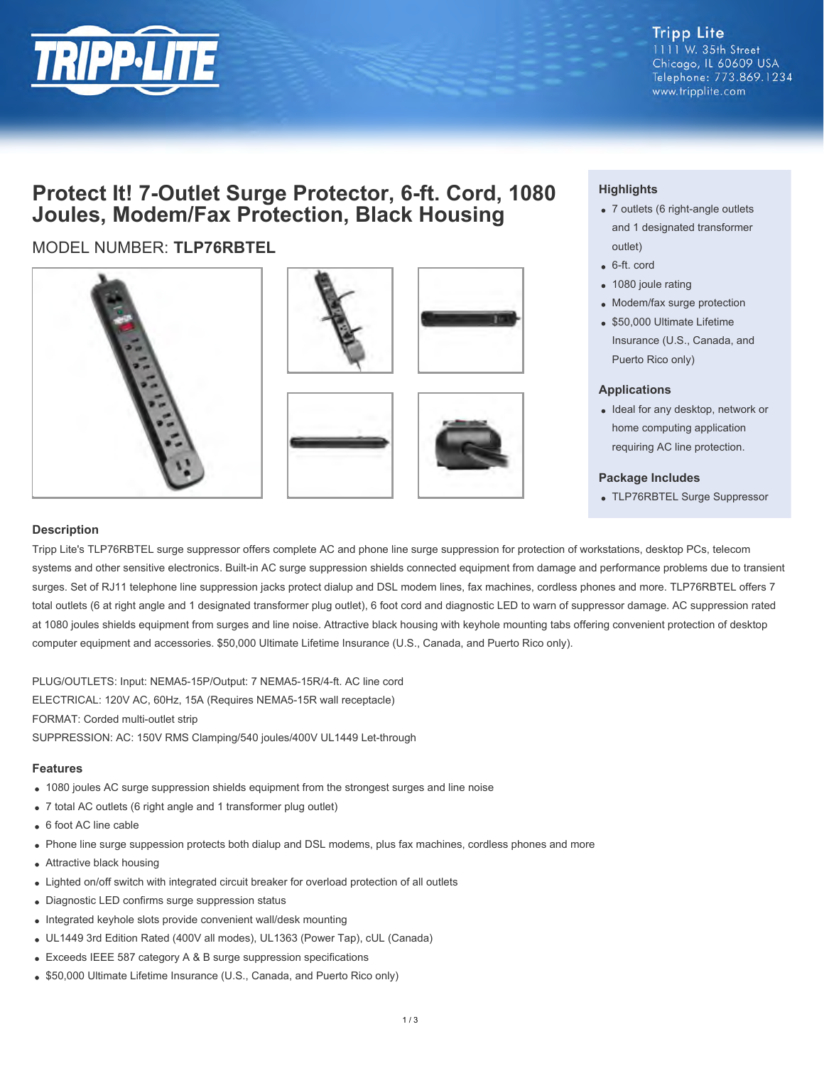Tripp Lite
1111 W. 35th Street
Chicago, IL 60609 USA
Telephone: 773.869.1234
www.tripplite.com

# Protect It! 7-Outlet Surge Protector, 6-ft. Cord, 1080 Joules, Modem/Fax Protection, Black Housing

MODEL NUMBER: **TLP76RBTEL**

### Highlights

- 7 outlets (6 right-angle outlets and 1 designated transformer outlet)
- 6-ft. cord
- 1080 joule rating
- Modem/fax surge protection
- $50,000 Ultimate Lifetime Insurance (U.S., Canada, and Puerto Rico only)

### Applications

- Ideal for any desktop, network or home computing application requiring AC line protection.

### Package Includes

- TLP76RBTEL Surge Suppressor

### Description

Tripp Lite's TLP76RBTEL surge suppressor offers complete AC and phone line surge suppression for protection of workstations, desktop PCs, telecom systems and other sensitive electronics. Built-in AC surge suppression shields connected equipment from damage and performance problems due to transient surges. Set of RJ11 telephone line suppression jacks protect dialup and DSL modem lines, fax machines, cordless phones and more. TLP76RBTEL offers 7 total outlets (6 at right angle and 1 designated transformer plug outlet), 6 foot cord and diagnostic LED to warn of suppressor damage. AC suppression rated at 1080 joules shields equipment from surges and line noise. Attractive black housing with keyhole mounting tabs offering convenient protection of desktop computer equipment and accessories. $50,000 Ultimate Lifetime Insurance (U.S., Canada, and Puerto Rico only).

PLUG/OUTLETS: Input: NEMA5-15P/Output: 7 NEMA5-15R/4-ft. AC line cord
ELECTRICAL: 120V AC, 60Hz, 15A (Requires NEMA5-15R wall receptacle)
FORMAT: Corded multi-outlet strip
SUPPRESSION: AC: 150V RMS Clamping/540 joules/400V UL1449 Let-through

### Features

- 1080 joules AC surge suppression shields equipment from the strongest surges and line noise
- 7 total AC outlets (6 right angle and 1 transformer plug outlet)
- 6 foot AC line cable
- Phone line surge suppession protects both dialup and DSL modems, plus fax machines, cordless phones and more
- Attractive black housing
- Lighted on/off switch with integrated circuit breaker for overload protection of all outlets
- Diagnostic LED confirms surge suppression status
- Integrated keyhole slots provide convenient wall/desk mounting
- UL1449 3rd Edition Rated (400V all modes), UL1363 (Power Tap), cUL (Canada)
- Exceeds IEEE 587 category A & B surge suppression specifications
- $50,000 Ultimate Lifetime Insurance (U.S., Canada, and Puerto Rico only)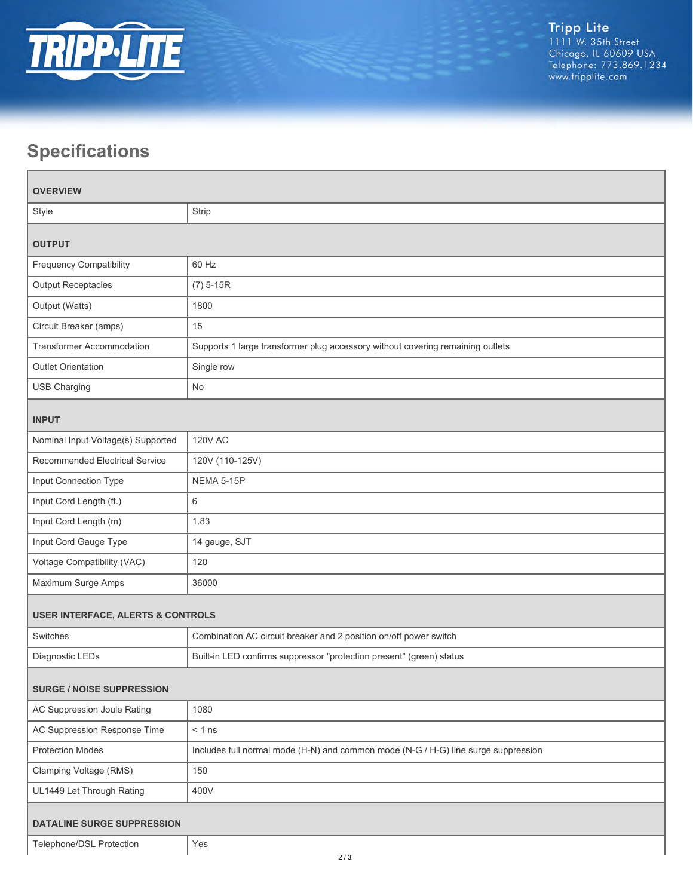## Specifications

| OVERVIEW | |
|---|---|
| Style | Strip |
| **OUTPUT** | |
| Frequency Compatibility | 60 Hz |
| Output Receptacles | (7) 5-15R |
| Output (Watts) | 1800 |
| Circuit Breaker (amps) | 15 |
| Transformer Accommodation | Supports 1 large transformer plug accessory without covering remaining outlets |
| Outlet Orientation | Single row |
| USB Charging | No |
| **INPUT** | |
| Nominal Input Voltage(s) Supported | 120V AC |
| Recommended Electrical Service | 120V (110-125V) |
| Input Connection Type | NEMA 5-15P |
| Input Cord Length (ft.) | 6 |
| Input Cord Length (m) | 1.83 |
| Input Cord Gauge Type | 14 gauge, SJT |
| Voltage Compatibility (VAC) | 120 |
| Maximum Surge Amps | 36000 |
| **USER INTERFACE, ALERTS & CONTROLS** | |
| Switches | Combination AC circuit breaker and 2 position on/off power switch |
| Diagnostic LEDs | Built-in LED confirms suppressor "protection present" (green) status |
| **SURGE / NOISE SUPPRESSION** | |
| AC Suppression Joule Rating | 1080 |
| AC Suppression Response Time | < 1 ns |
| Protection Modes | Includes full normal mode (H-N) and common mode (N-G / H-G) line surge suppression |
| Clamping Voltage (RMS) | 150 |
| UL1449 Let Through Rating | 400V |
| **DATALINE SURGE SUPPRESSION** | |
| Telephone/DSL Protection | Yes |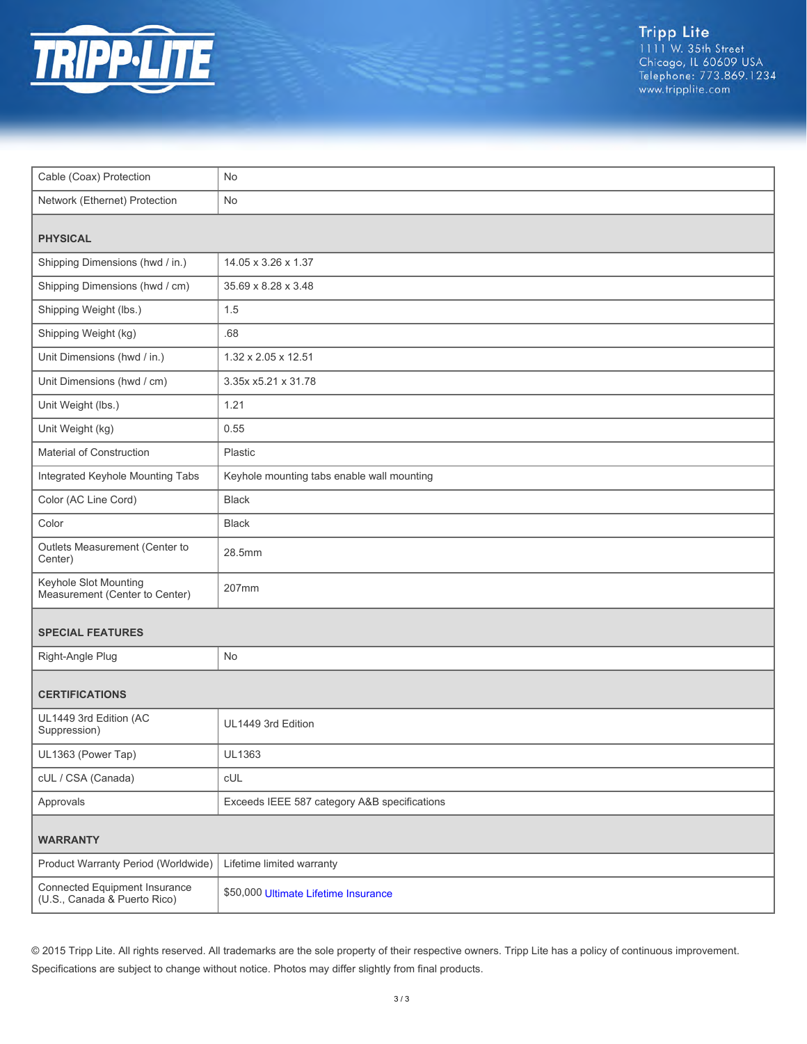| | |
|---|---|
| Cable (Coax) Protection | No |
| Network (Ethernet) Protection | No |
| **PHYSICAL** | |
| Shipping Dimensions (hwd / in.) | 14.05 x 3.26 x 1.37 |
| Shipping Dimensions (hwd / cm) | 35.69 x 8.28 x 3.48 |
| Shipping Weight (lbs.) | 1.5 |
| Shipping Weight (kg) | .68 |
| Unit Dimensions (hwd / in.) | 1.32 x 2.05 x 12.51 |
| Unit Dimensions (hwd / cm) | 3.35x x5.21 x 31.78 |
| Unit Weight (lbs.) | 1.21 |
| Unit Weight (kg) | 0.55 |
| Material of Construction | Plastic |
| Integrated Keyhole Mounting Tabs | Keyhole mounting tabs enable wall mounting |
| Color (AC Line Cord) | Black |
| Color | Black |
| Outlets Measurement (Center to Center) | 28.5mm |
| Keyhole Slot Mounting Measurement (Center to Center) | 207mm |
| **SPECIAL FEATURES** | |
| Right-Angle Plug | No |
| **CERTIFICATIONS** | |
| UL1449 3rd Edition (AC Suppression) | UL1449 3rd Edition |
| UL1363 (Power Tap) | UL1363 |
| cUL / CSA (Canada) | cUL |
| Approvals | Exceeds IEEE 587 category A&B specifications |
| **WARRANTY** | |
| Product Warranty Period (Worldwide) | Lifetime limited warranty |
| Connected Equipment Insurance (U.S., Canada & Puerto Rico) | $50,000 Ultimate Lifetime Insurance |

© 2015 Tripp Lite. All rights reserved. All trademarks are the sole property of their respective owners. Tripp Lite has a policy of continuous improvement. Specifications are subject to change without notice. Photos may differ slightly from final products.